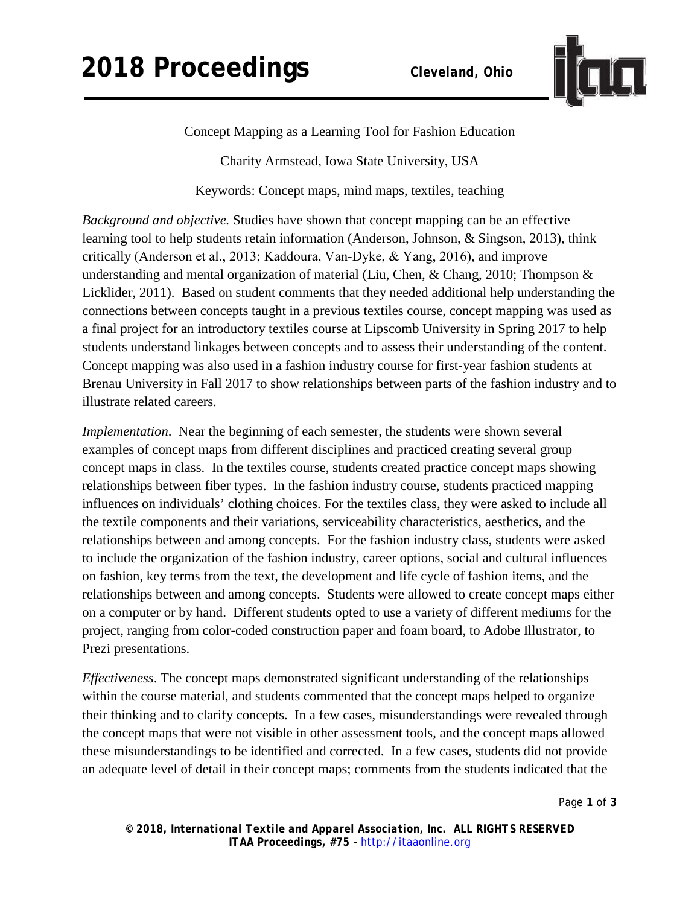# Concept Mapping as a Learning Tool for Fashion Education

Charity Armstead, Iowa State University, USA

Keywords: Concept maps, mind maps, textiles, teaching

*Background and objective.* Studies have shown that concept mapping can be an effective learning tool to help students retain information (Anderson, Johnson, & Singson, 2013), think critically (Anderson et al., 2013; Kaddoura, Van-Dyke, & Yang, 2016), and improve understanding and mental organization of material (Liu, Chen, & Chang, 2010; Thompson & Licklider, 2011). Based on student comments that they needed additional help understanding the connections between concepts taught in a previous textiles course, concept mapping was used as a final project for an introductory textiles course at Lipscomb University in Spring 2017 to help students understand linkages between concepts and to assess their understanding of the content. Concept mapping was also used in a fashion industry course for first-year fashion students at Brenau University in Fall 2017 to show relationships between parts of the fashion industry and to illustrate related careers.

*Implementation.* Near the beginning of each semester, the students were shown several examples of concept maps from different disciplines and practiced creating several group concept maps in class. In the textiles course, students created practice concept maps showing relationships between fiber types. In the fashion industry course, students practiced mapping influences on individuals' clothing choices. For the textiles class, they were asked to include all the textile components and their variations, serviceability characteristics, aesthetics, and the relationships between and among concepts. For the fashion industry class, students were asked to include the organization of the fashion industry, career options, social and cultural influences on fashion, key terms from the text, the development and life cycle of fashion items, and the relationships between and among concepts. Students were allowed to create concept maps either on a computer or by hand. Different students opted to use a variety of different mediums for the project, ranging from color-coded construction paper and foam board, to Adobe Illustrator, to Prezi presentations.

*Effectiveness*. The concept maps demonstrated significant understanding of the relationships within the course material, and students commented that the concept maps helped to organize their thinking and to clarify concepts. In a few cases, misunderstandings were revealed through the concept maps that were not visible in other assessment tools, and the concept maps allowed these misunderstandings to be identified and corrected. In a few cases, students did not provide an adequate level of detail in their concept maps; comments from the students indicated that the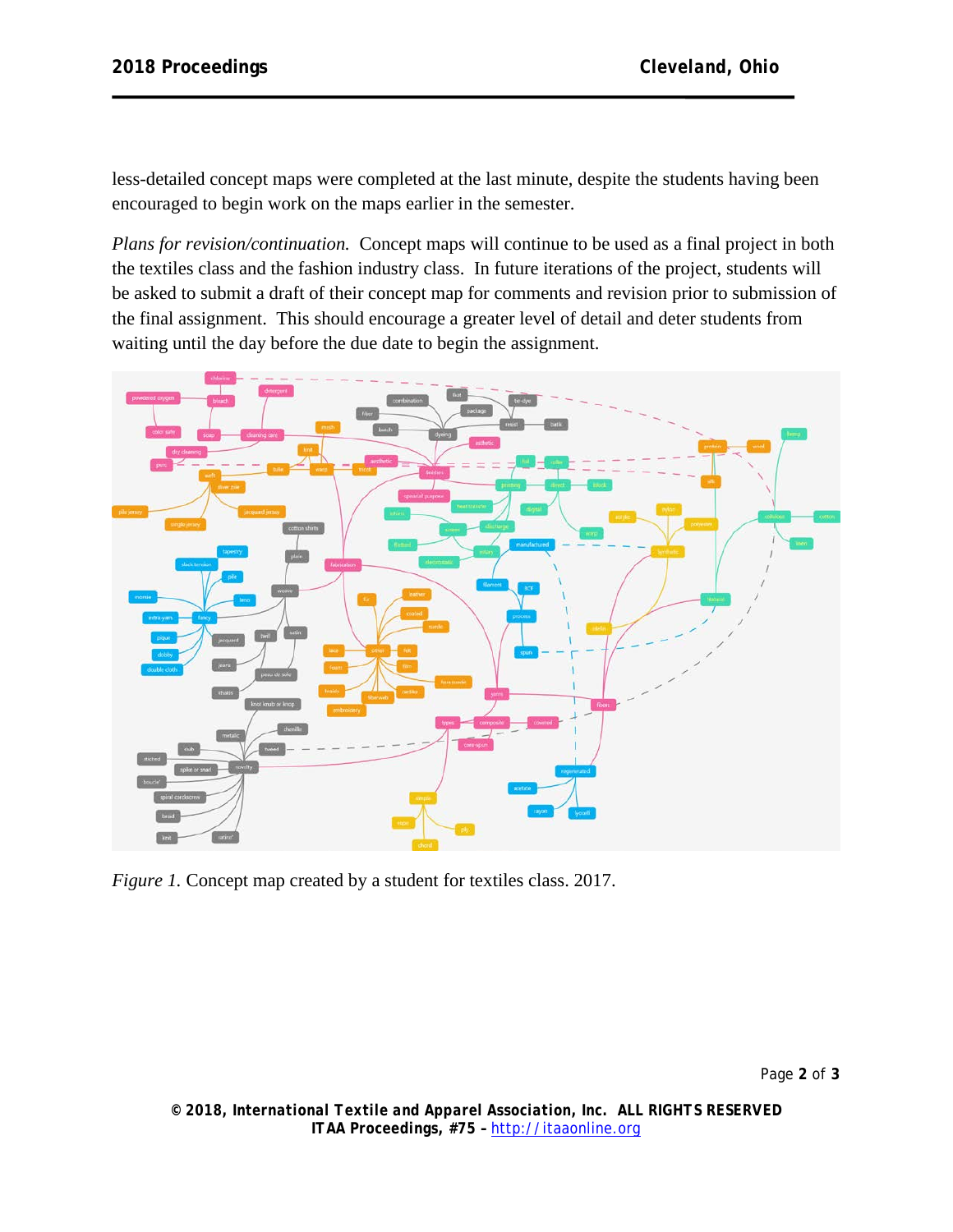less-detailed concept maps were completed at the last minute, despite the students having been encouraged to begin work on the maps earlier in the semester.

*Plans for revision/continuation.* Concept maps will continue to be used as a final project in both the textiles class and the fashion industry class. In future iterations of the project, students will be asked to submit a draft of their concept map for comments and revision prior to submission of the final assignment. This should encourage a greater level of detail and deter students from waiting until the day before the due date to begin the assignment.

*Figure 1.* Concept map created by a student for textiles class. 2017.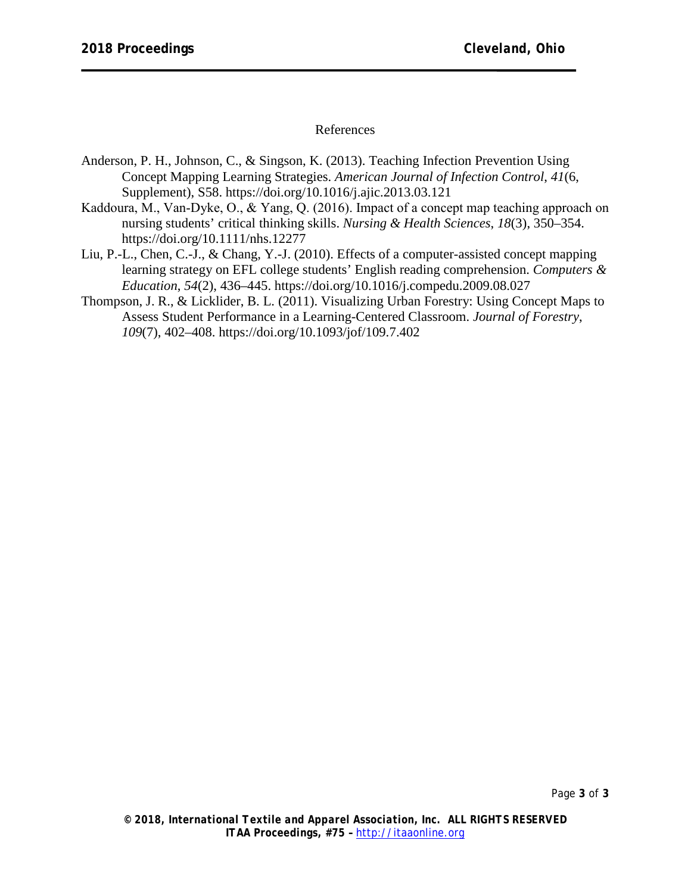# References

Anderson, P. H., Johnson, C., & Singson, K. (2013). Teaching Infection Prevention Using Concept Mapping Learning Strategies. *American Journal of Infection Control*, *41*(6, Supplement), S58. https://doi.org/10.1016/j.ajic.2013.03.121

Kaddoura, M., Van-Dyke, O., & Yang, Q. (2016). Impact of a concept map teaching approach on nursing students' critical thinking skills. *Nursing & Health Sciences*, *18*(3), 350–354. https://doi.org/10.1111/nhs.12277

Liu, P.-L., Chen, C.-J., & Chang, Y.-J. (2010). Effects of a computer-assisted concept mapping learning strategy on EFL college students' English reading comprehension. *Computers & Education*, *54*(2), 436–445. https://doi.org/10.1016/j.compedu.2009.08.027

Thompson, J. R., & Licklider, B. L. (2011). Visualizing Urban Forestry: Using Concept Maps to Assess Student Performance in a Learning-Centered Classroom. *Journal of Forestry*, *109*(7), 402–408. https://doi.org/10.1093/jof/109.7.402